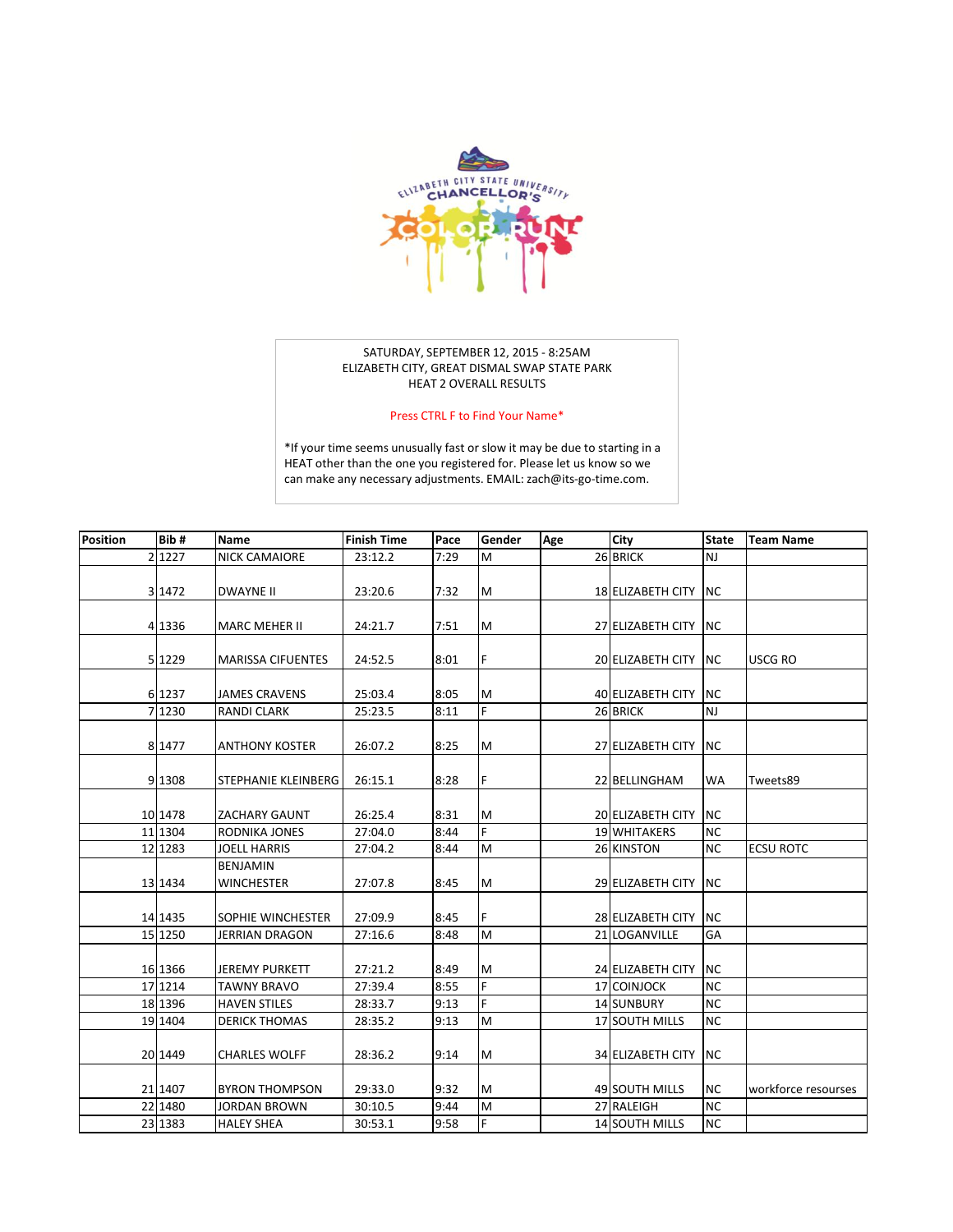ELIZABETH CITY STATE UNIVERSITY CHANCELLOR'S COLOR RUN

SATURDAY, SEPTEMBER 12, 2015 - 8:25AM
ELIZABETH CITY, GREAT DISMAL SWAP STATE PARK
HEAT 2 OVERALL RESULTS

Press CTRL F to Find Your Name*

*If your time seems unusually fast or slow it may be due to starting in a HEAT other than the one you registered for. Please let us know so we can make any necessary adjustments. EMAIL: zach@its-go-time.com.

| Position | Bib # | Name | Finish Time | Pace | Gender | Age | City | State | Team Name |
|---|---|---|---|---|---|---|---|---|---|
| 2 | 1227 | NICK CAMAIORE | 23:12.2 | 7:29 | M | 26 | BRICK | NJ | |
| 3 | 1472 | DWAYNE II | 23:20.6 | 7:32 | M | 18 | ELIZABETH CITY | NC | |
| 4 | 1336 | MARC MEHER II | 24:21.7 | 7:51 | M | 27 | ELIZABETH CITY | NC | |
| 5 | 1229 | MARISSA CIFUENTES | 24:52.5 | 8:01 | F | 20 | ELIZABETH CITY | NC | USCG RO |
| 6 | 1237 | JAMES CRAVENS | 25:03.4 | 8:05 | M | 40 | ELIZABETH CITY | NC | |
| 7 | 1230 | RANDI CLARK | 25:23.5 | 8:11 | F | 26 | BRICK | NJ | |
| 8 | 1477 | ANTHONY KOSTER | 26:07.2 | 8:25 | M | 27 | ELIZABETH CITY | NC | |
| 9 | 1308 | STEPHANIE KLEINBERG | 26:15.1 | 8:28 | F | 22 | BELLINGHAM | WA | Tweets89 |
| 10 | 1478 | ZACHARY GAUNT | 26:25.4 | 8:31 | M | 20 | ELIZABETH CITY | NC | |
| 11 | 1304 | RODNIKA JONES | 27:04.0 | 8:44 | F | 19 | WHITAKERS | NC | |
| 12 | 1283 | JOELL HARRIS | 27:04.2 | 8:44 | M | 26 | KINSTON | NC | ECSU ROTC |
| 13 | 1434 | BENJAMIN WINCHESTER | 27:07.8 | 8:45 | M | 29 | ELIZABETH CITY | NC | |
| 14 | 1435 | SOPHIE WINCHESTER | 27:09.9 | 8:45 | F | 28 | ELIZABETH CITY | NC | |
| 15 | 1250 | JERRIAN DRAGON | 27:16.6 | 8:48 | M | 21 | LOGANVILLE | GA | |
| 16 | 1366 | JEREMY PURKETT | 27:21.2 | 8:49 | M | 24 | ELIZABETH CITY | NC | |
| 17 | 1214 | TAWNY BRAVO | 27:39.4 | 8:55 | F | 17 | COINJOCK | NC | |
| 18 | 1396 | HAVEN STILES | 28:33.7 | 9:13 | F | 14 | SUNBURY | NC | |
| 19 | 1404 | DERICK THOMAS | 28:35.2 | 9:13 | M | 17 | SOUTH MILLS | NC | |
| 20 | 1449 | CHARLES WOLFF | 28:36.2 | 9:14 | M | 34 | ELIZABETH CITY | NC | |
| 21 | 1407 | BYRON THOMPSON | 29:33.0 | 9:32 | M | 49 | SOUTH MILLS | NC | workforce resourses |
| 22 | 1480 | JORDAN BROWN | 30:10.5 | 9:44 | M | 27 | RALEIGH | NC | |
| 23 | 1383 | HALEY SHEA | 30:53.1 | 9:58 | F | 14 | SOUTH MILLS | NC | |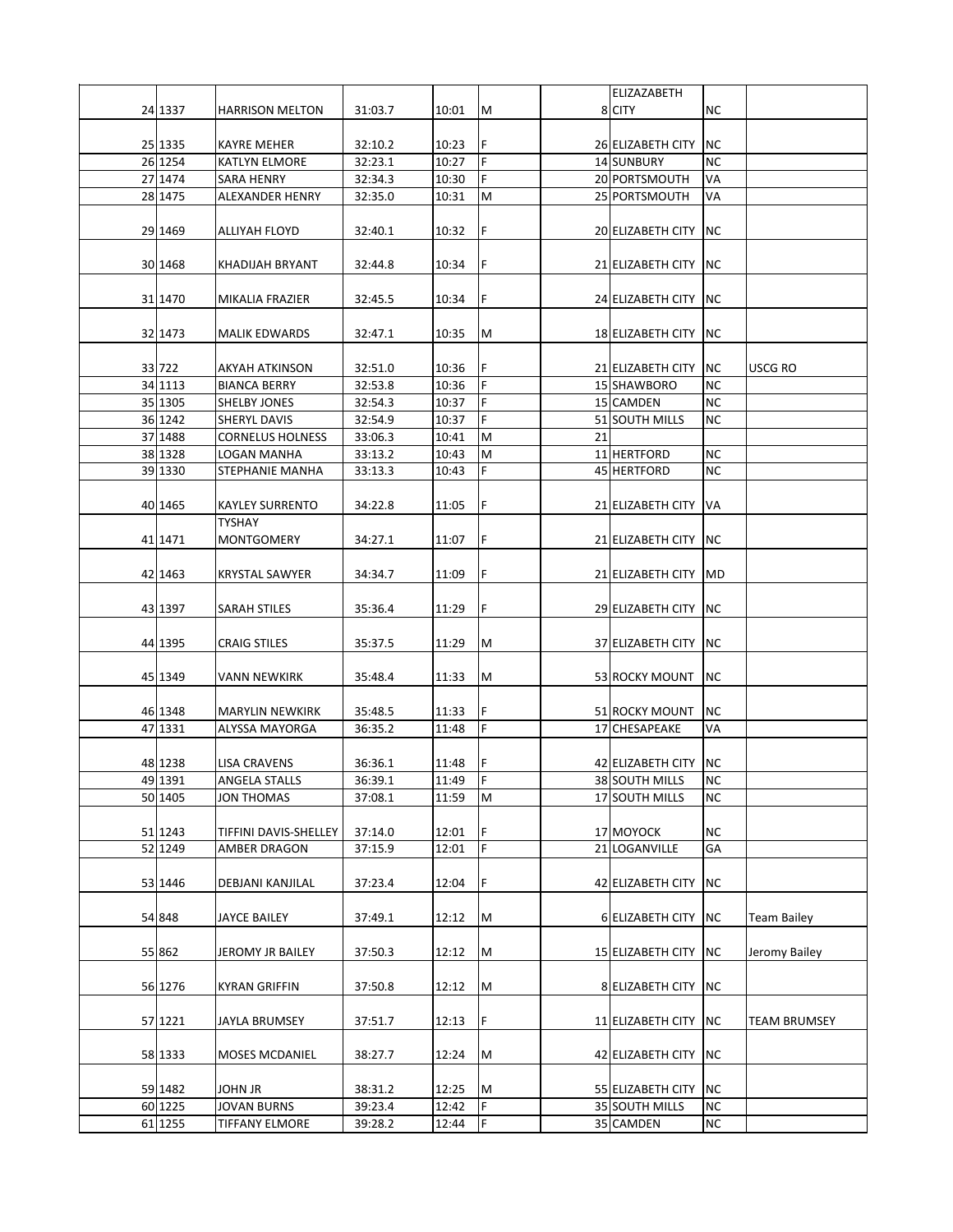|  |  |  |  |  |  |  |  |  |  |
|---|---|---|---|---|---|---|---|---|---|
| 24 | 1337 | HARRISON MELTON | 31:03.7 | 10:01 | M | 8 | ELIZAZABETH CITY | NC |  |
| 25 | 1335 | KAYRE MEHER | 32:10.2 | 10:23 | F | 26 | ELIZABETH CITY | NC |  |
| 26 | 1254 | KATLYN ELMORE | 32:23.1 | 10:27 | F | 14 | SUNBURY | NC |  |
| 27 | 1474 | SARA HENRY | 32:34.3 | 10:30 | F | 20 | PORTSMOUTH | VA |  |
| 28 | 1475 | ALEXANDER HENRY | 32:35.0 | 10:31 | M | 25 | PORTSMOUTH | VA |  |
| 29 | 1469 | ALLIYAH FLOYD | 32:40.1 | 10:32 | F | 20 | ELIZABETH CITY | NC |  |
| 30 | 1468 | KHADIJAH BRYANT | 32:44.8 | 10:34 | F | 21 | ELIZABETH CITY | NC |  |
| 31 | 1470 | MIKALIA FRAZIER | 32:45.5 | 10:34 | F | 24 | ELIZABETH CITY | NC |  |
| 32 | 1473 | MALIK EDWARDS | 32:47.1 | 10:35 | M | 18 | ELIZABETH CITY | NC |  |
| 33 | 722 | AKYAH ATKINSON | 32:51.0 | 10:36 | F | 21 | ELIZABETH CITY | NC | USCG RO |
| 34 | 1113 | BIANCA BERRY | 32:53.8 | 10:36 | F | 15 | SHAWBORO | NC |  |
| 35 | 1305 | SHELBY JONES | 32:54.3 | 10:37 | F | 15 | CAMDEN | NC |  |
| 36 | 1242 | SHERYL DAVIS | 32:54.9 | 10:37 | F | 51 | SOUTH MILLS | NC |  |
| 37 | 1488 | CORNELUS HOLNESS | 33:06.3 | 10:41 | M | 21 |  |  |  |
| 38 | 1328 | LOGAN MANHA | 33:13.2 | 10:43 | M | 11 | HERTFORD | NC |  |
| 39 | 1330 | STEPHANIE MANHA | 33:13.3 | 10:43 | F | 45 | HERTFORD | NC |  |
| 40 | 1465 | KAYLEY SURRENTO | 34:22.8 | 11:05 | F | 21 | ELIZABETH CITY | VA |  |
| 41 | 1471 | TYSHAY MONTGOMERY | 34:27.1 | 11:07 | F | 21 | ELIZABETH CITY | NC |  |
| 42 | 1463 | KRYSTAL SAWYER | 34:34.7 | 11:09 | F | 21 | ELIZABETH CITY | MD |  |
| 43 | 1397 | SARAH STILES | 35:36.4 | 11:29 | F | 29 | ELIZABETH CITY | NC |  |
| 44 | 1395 | CRAIG STILES | 35:37.5 | 11:29 | M | 37 | ELIZABETH CITY | NC |  |
| 45 | 1349 | VANN NEWKIRK | 35:48.4 | 11:33 | M | 53 | ROCKY MOUNT | NC |  |
| 46 | 1348 | MARYLIN NEWKIRK | 35:48.5 | 11:33 | F | 51 | ROCKY MOUNT | NC |  |
| 47 | 1331 | ALYSSA MAYORGA | 36:35.2 | 11:48 | F | 17 | CHESAPEAKE | VA |  |
| 48 | 1238 | LISA CRAVENS | 36:36.1 | 11:48 | F | 42 | ELIZABETH CITY | NC |  |
| 49 | 1391 | ANGELA STALLS | 36:39.1 | 11:49 | F | 38 | SOUTH MILLS | NC |  |
| 50 | 1405 | JON THOMAS | 37:08.1 | 11:59 | M | 17 | SOUTH MILLS | NC |  |
| 51 | 1243 | TIFFINI DAVIS-SHELLEY | 37:14.0 | 12:01 | F | 17 | MOYOCK | NC |  |
| 52 | 1249 | AMBER DRAGON | 37:15.9 | 12:01 | F | 21 | LOGANVILLE | GA |  |
| 53 | 1446 | DEBJANI KANJILAL | 37:23.4 | 12:04 | F | 42 | ELIZABETH CITY | NC |  |
| 54 | 848 | JAYCE BAILEY | 37:49.1 | 12:12 | M | 6 | ELIZABETH CITY | NC | Team Bailey |
| 55 | 862 | JEROMY JR BAILEY | 37:50.3 | 12:12 | M | 15 | ELIZABETH CITY | NC | Jeromy Bailey |
| 56 | 1276 | KYRAN GRIFFIN | 37:50.8 | 12:12 | M | 8 | ELIZABETH CITY | NC |  |
| 57 | 1221 | JAYLA BRUMSEY | 37:51.7 | 12:13 | F | 11 | ELIZABETH CITY | NC | TEAM BRUMSEY |
| 58 | 1333 | MOSES MCDANIEL | 38:27.7 | 12:24 | M | 42 | ELIZABETH CITY | NC |  |
| 59 | 1482 | JOHN JR | 38:31.2 | 12:25 | M | 55 | ELIZABETH CITY | NC |  |
| 60 | 1225 | JOVAN BURNS | 39:23.4 | 12:42 | F | 35 | SOUTH MILLS | NC |  |
| 61 | 1255 | TIFFANY ELMORE | 39:28.2 | 12:44 | F | 35 | CAMDEN | NC |  |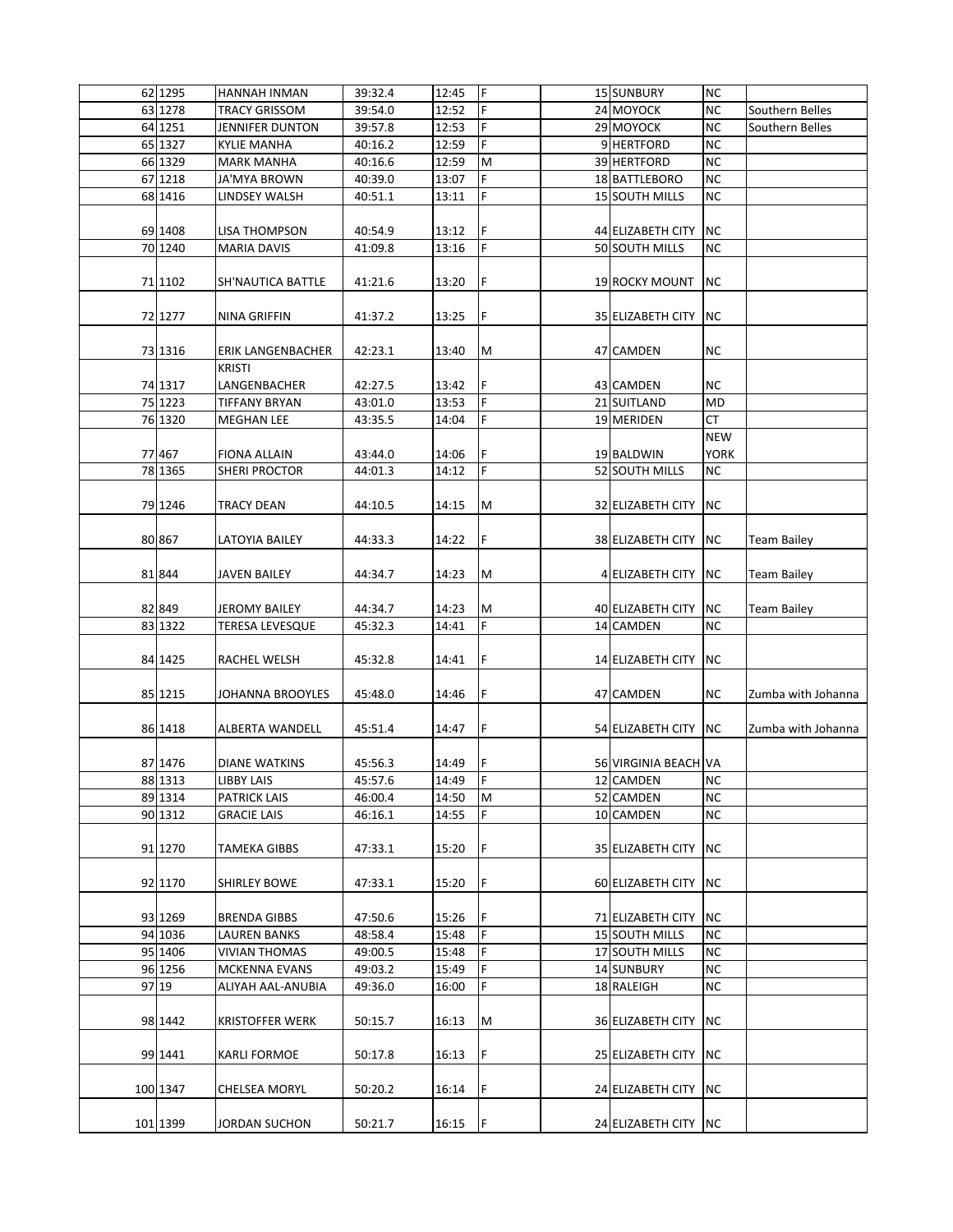| | | | | | | | | | | |
|---|---|---|---|---|---|---|---|---|---|---|
| 62 | 1295 | HANNAH INMAN | 39:32.4 | 12:45 | F | | 15 | SUNBURY | NC | |
| 63 | 1278 | TRACY GRISSOM | 39:54.0 | 12:52 | F | | 24 | MOYOCK | NC | Southern Belles |
| 64 | 1251 | JENNIFER DUNTON | 39:57.8 | 12:53 | F | | 29 | MOYOCK | NC | Southern Belles |
| 65 | 1327 | KYLIE MANHA | 40:16.2 | 12:59 | F | | 9 | HERTFORD | NC | |
| 66 | 1329 | MARK MANHA | 40:16.6 | 12:59 | M | | 39 | HERTFORD | NC | |
| 67 | 1218 | JA'MYA BROWN | 40:39.0 | 13:07 | F | | 18 | BATTLEBORO | NC | |
| 68 | 1416 | LINDSEY WALSH | 40:51.1 | 13:11 | F | | 15 | SOUTH MILLS | NC | |
| 69 | 1408 | LISA THOMPSON | 40:54.9 | 13:12 | F | | 44 | ELIZABETH CITY | NC | |
| 70 | 1240 | MARIA DAVIS | 41:09.8 | 13:16 | F | | 50 | SOUTH MILLS | NC | |
| 71 | 1102 | SH'NAUTICA BATTLE | 41:21.6 | 13:20 | F | | 19 | ROCKY MOUNT | NC | |
| 72 | 1277 | NINA GRIFFIN | 41:37.2 | 13:25 | F | | 35 | ELIZABETH CITY | NC | |
| 73 | 1316 | ERIK LANGENBACHER | 42:23.1 | 13:40 | M | | 47 | CAMDEN | NC | |
| 74 | 1317 | KRISTI LANGENBACHER | 42:27.5 | 13:42 | F | | 43 | CAMDEN | NC | |
| 75 | 1223 | TIFFANY BRYAN | 43:01.0 | 13:53 | F | | 21 | SUITLAND | MD | |
| 76 | 1320 | MEGHAN LEE | 43:35.5 | 14:04 | F | | 19 | MERIDEN | CT | |
| 77 | 467 | FIONA ALLAIN | 43:44.0 | 14:06 | F | | 19 | BALDWIN | NEW YORK | |
| 78 | 1365 | SHERI PROCTOR | 44:01.3 | 14:12 | F | | 52 | SOUTH MILLS | NC | |
| 79 | 1246 | TRACY DEAN | 44:10.5 | 14:15 | M | | 32 | ELIZABETH CITY | NC | |
| 80 | 867 | LATOYIA BAILEY | 44:33.3 | 14:22 | F | | 38 | ELIZABETH CITY | NC | Team Bailey |
| 81 | 844 | JAVEN BAILEY | 44:34.7 | 14:23 | M | | 4 | ELIZABETH CITY | NC | Team Bailey |
| 82 | 849 | JEROMY BAILEY | 44:34.7 | 14:23 | M | | 40 | ELIZABETH CITY | NC | Team Bailey |
| 83 | 1322 | TERESA LEVESQUE | 45:32.3 | 14:41 | F | | 14 | CAMDEN | NC | |
| 84 | 1425 | RACHEL WELSH | 45:32.8 | 14:41 | F | | 14 | ELIZABETH CITY | NC | |
| 85 | 1215 | JOHANNA BROOYLES | 45:48.0 | 14:46 | F | | 47 | CAMDEN | NC | Zumba with Johanna |
| 86 | 1418 | ALBERTA WANDELL | 45:51.4 | 14:47 | F | | 54 | ELIZABETH CITY | NC | Zumba with Johanna |
| 87 | 1476 | DIANE WATKINS | 45:56.3 | 14:49 | F | | 56 | VIRGINIA BEACH | VA | |
| 88 | 1313 | LIBBY LAIS | 45:57.6 | 14:49 | F | | 12 | CAMDEN | NC | |
| 89 | 1314 | PATRICK LAIS | 46:00.4 | 14:50 | M | | 52 | CAMDEN | NC | |
| 90 | 1312 | GRACIE LAIS | 46:16.1 | 14:55 | F | | 10 | CAMDEN | NC | |
| 91 | 1270 | TAMEKA GIBBS | 47:33.1 | 15:20 | F | | 35 | ELIZABETH CITY | NC | |
| 92 | 1170 | SHIRLEY BOWE | 47:33.1 | 15:20 | F | | 60 | ELIZABETH CITY | NC | |
| 93 | 1269 | BRENDA GIBBS | 47:50.6 | 15:26 | F | | 71 | ELIZABETH CITY | NC | |
| 94 | 1036 | LAUREN BANKS | 48:58.4 | 15:48 | F | | 15 | SOUTH MILLS | NC | |
| 95 | 1406 | VIVIAN THOMAS | 49:00.5 | 15:48 | F | | 17 | SOUTH MILLS | NC | |
| 96 | 1256 | MCKENNA EVANS | 49:03.2 | 15:49 | F | | 14 | SUNBURY | NC | |
| 97 | 19 | ALIYAH AAL-ANUBIA | 49:36.0 | 16:00 | F | | 18 | RALEIGH | NC | |
| 98 | 1442 | KRISTOFFER WERK | 50:15.7 | 16:13 | M | | 36 | ELIZABETH CITY | NC | |
| 99 | 1441 | KARLI FORMOE | 50:17.8 | 16:13 | F | | 25 | ELIZABETH CITY | NC | |
| 100 | 1347 | CHELSEA MORYL | 50:20.2 | 16:14 | F | | 24 | ELIZABETH CITY | NC | |
| 101 | 1399 | JORDAN SUCHON | 50:21.7 | 16:15 | F | | 24 | ELIZABETH CITY | NC | |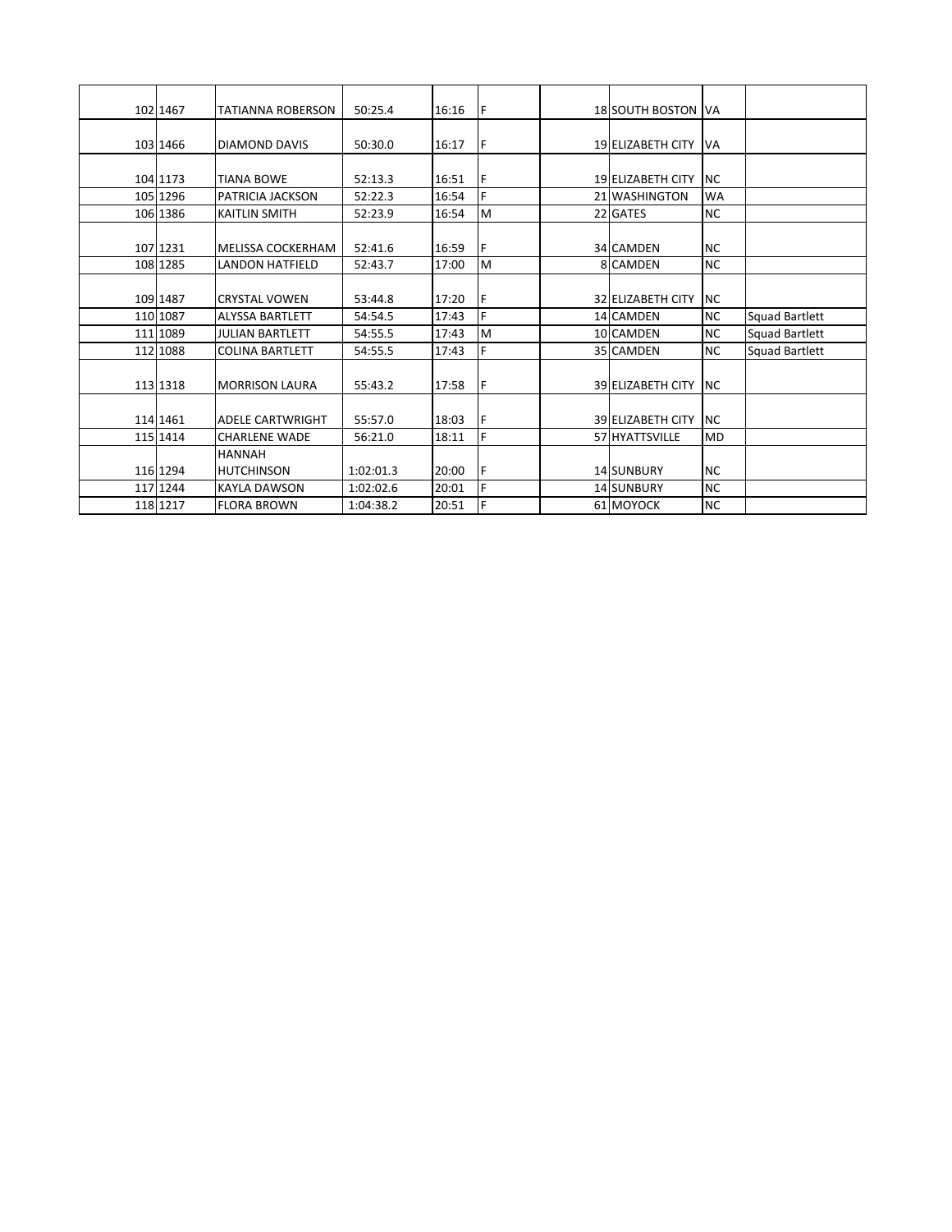| | | | | | | | | | |
|---|---|---|---|---|---|---|---|---|---|
| 102 | 1467 | TATIANNA ROBERSON | 50:25.4 | 16:16 | F | 18 | SOUTH BOSTON | VA | |
| 103 | 1466 | DIAMOND DAVIS | 50:30.0 | 16:17 | F | 19 | ELIZABETH CITY | VA | |
| 104 | 1173 | TIANA BOWE | 52:13.3 | 16:51 | F | 19 | ELIZABETH CITY | NC | |
| 105 | 1296 | PATRICIA JACKSON | 52:22.3 | 16:54 | F | 21 | WASHINGTON | WA | |
| 106 | 1386 | KAITLIN SMITH | 52:23.9 | 16:54 | M | 22 | GATES | NC | |
| 107 | 1231 | MELISSA COCKERHAM | 52:41.6 | 16:59 | F | 34 | CAMDEN | NC | |
| 108 | 1285 | LANDON HATFIELD | 52:43.7 | 17:00 | M | 8 | CAMDEN | NC | |
| 109 | 1487 | CRYSTAL VOWEN | 53:44.8 | 17:20 | F | 32 | ELIZABETH CITY | NC | |
| 110 | 1087 | ALYSSA BARTLETT | 54:54.5 | 17:43 | F | 14 | CAMDEN | NC | Squad Bartlett |
| 111 | 1089 | JULIAN BARTLETT | 54:55.5 | 17:43 | M | 10 | CAMDEN | NC | Squad Bartlett |
| 112 | 1088 | COLINA BARTLETT | 54:55.5 | 17:43 | F | 35 | CAMDEN | NC | Squad Bartlett |
| 113 | 1318 | MORRISON LAURA | 55:43.2 | 17:58 | F | 39 | ELIZABETH CITY | NC | |
| 114 | 1461 | ADELE CARTWRIGHT | 55:57.0 | 18:03 | F | 39 | ELIZABETH CITY | NC | |
| 115 | 1414 | CHARLENE WADE | 56:21.0 | 18:11 | F | 57 | HYATTSVILLE | MD | |
| 116 | 1294 | HANNAH HUTCHINSON | 1:02:01.3 | 20:00 | F | 14 | SUNBURY | NC | |
| 117 | 1244 | KAYLA DAWSON | 1:02:02.6 | 20:01 | F | 14 | SUNBURY | NC | |
| 118 | 1217 | FLORA BROWN | 1:04:38.2 | 20:51 | F | 61 | MOYOCK | NC | |